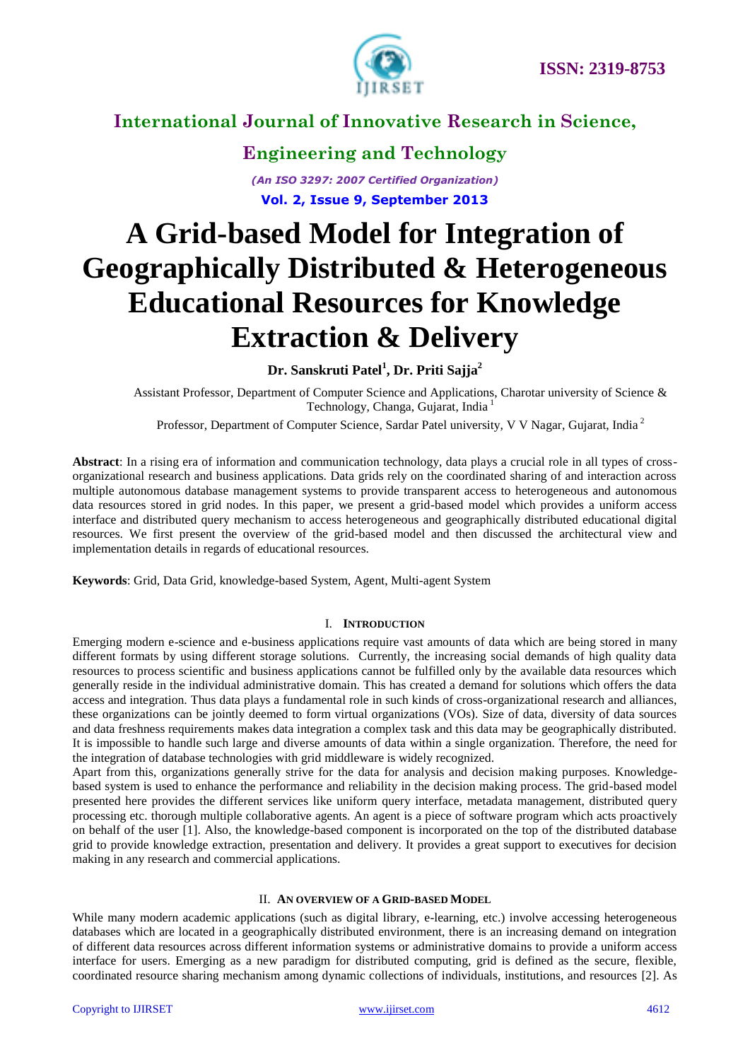# A Grid-based Model for Integration of Geographically Distributed & Heterogeneous Educational Resources for Knowledge Extraction & Delivery

**Dr. Sanskruti Patel[1], Dr. Priti Sajja[2]**

Assistant Professor, Department of Computer Science and Applications, Charotar university of Science & Technology, Changa, Gujarat, India [1]

Professor, Department of Computer Science, Sardar Patel university, V V Nagar, Gujarat, India [2]

**Abstract**: In a rising era of information and communication technology, data plays a crucial role in all types of cross-organizational research and business applications. Data grids rely on the coordinated sharing of and interaction across multiple autonomous database management systems to provide transparent access to heterogeneous and autonomous data resources stored in grid nodes. In this paper, we present a grid-based model which provides a uniform access interface and distributed query mechanism to access heterogeneous and geographically distributed educational digital resources. We first present the overview of the grid-based model and then discussed the architectural view and implementation details in regards of educational resources.

**Keywords**: Grid, Data Grid, knowledge-based System, Agent, Multi-agent System

## I. Introduction

Emerging modern e-science and e-business applications require vast amounts of data which are being stored in many different formats by using different storage solutions. Currently, the increasing social demands of high quality data resources to process scientific and business applications cannot be fulfilled only by the available data resources which generally reside in the individual administrative domain. This has created a demand for solutions which offers the data access and integration. Thus data plays a fundamental role in such kinds of cross-organizational research and alliances, these organizations can be jointly deemed to form virtual organizations (VOs). Size of data, diversity of data sources and data freshness requirements makes data integration a complex task and this data may be geographically distributed. It is impossible to handle such large and diverse amounts of data within a single organization. Therefore, the need for the integration of database technologies with grid middleware is widely recognized.

Apart from this, organizations generally strive for the data for analysis and decision making purposes. Knowledge-based system is used to enhance the performance and reliability in the decision making process. The grid-based model presented here provides the different services like uniform query interface, metadata management, distributed query processing etc. thorough multiple collaborative agents. An agent is a piece of software program which acts proactively on behalf of the user [1]. Also, the knowledge-based component is incorporated on the top of the distributed database grid to provide knowledge extraction, presentation and delivery. It provides a great support to executives for decision making in any research and commercial applications.

## II. An Overview of a Grid-based Model

While many modern academic applications (such as digital library, e-learning, etc.) involve accessing heterogeneous databases which are located in a geographically distributed environment, there is an increasing demand on integration of different data resources across different information systems or administrative domains to provide a uniform access interface for users. Emerging as a new paradigm for distributed computing, grid is defined as the secure, flexible, coordinated resource sharing mechanism among dynamic collections of individuals, institutions, and resources [2]. As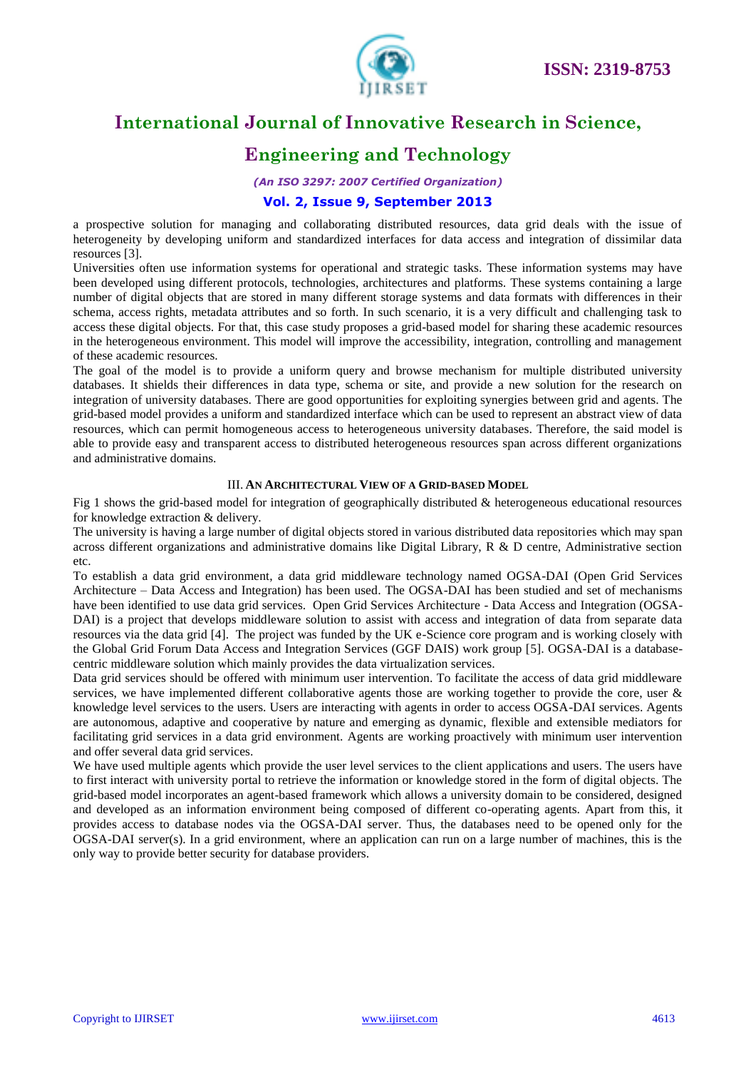a prospective solution for managing and collaborating distributed resources, data grid deals with the issue of heterogeneity by developing uniform and standardized interfaces for data access and integration of dissimilar data resources [3].

Universities often use information systems for operational and strategic tasks. These information systems may have been developed using different protocols, technologies, architectures and platforms. These systems containing a large number of digital objects that are stored in many different storage systems and data formats with differences in their schema, access rights, metadata attributes and so forth. In such scenario, it is a very difficult and challenging task to access these digital objects. For that, this case study proposes a grid-based model for sharing these academic resources in the heterogeneous environment. This model will improve the accessibility, integration, controlling and management of these academic resources.

The goal of the model is to provide a uniform query and browse mechanism for multiple distributed university databases. It shields their differences in data type, schema or site, and provide a new solution for the research on integration of university databases. There are good opportunities for exploiting synergies between grid and agents. The grid-based model provides a uniform and standardized interface which can be used to represent an abstract view of data resources, which can permit homogeneous access to heterogeneous university databases. Therefore, the said model is able to provide easy and transparent access to distributed heterogeneous resources span across different organizations and administrative domains.

## III. An Architectural View of a Grid-based Model

Fig 1 shows the grid-based model for integration of geographically distributed & heterogeneous educational resources for knowledge extraction & delivery.

The university is having a large number of digital objects stored in various distributed data repositories which may span across different organizations and administrative domains like Digital Library, R & D centre, Administrative section etc.

To establish a data grid environment, a data grid middleware technology named OGSA-DAI (Open Grid Services Architecture – Data Access and Integration) has been used. The OGSA-DAI has been studied and set of mechanisms have been identified to use data grid services. Open Grid Services Architecture - Data Access and Integration (OGSA-DAI) is a project that develops middleware solution to assist with access and integration of data from separate data resources via the data grid [4]. The project was funded by the UK e-Science core program and is working closely with the Global Grid Forum Data Access and Integration Services (GGF DAIS) work group [5]. OGSA-DAI is a database-centric middleware solution which mainly provides the data virtualization services.

Data grid services should be offered with minimum user intervention. To facilitate the access of data grid middleware services, we have implemented different collaborative agents those are working together to provide the core, user & knowledge level services to the users. Users are interacting with agents in order to access OGSA-DAI services. Agents are autonomous, adaptive and cooperative by nature and emerging as dynamic, flexible and extensible mediators for facilitating grid services in a data grid environment. Agents are working proactively with minimum user intervention and offer several data grid services.

We have used multiple agents which provide the user level services to the client applications and users. The users have to first interact with university portal to retrieve the information or knowledge stored in the form of digital objects. The grid-based model incorporates an agent-based framework which allows a university domain to be considered, designed and developed as an information environment being composed of different co-operating agents. Apart from this, it provides access to database nodes via the OGSA-DAI server. Thus, the databases need to be opened only for the OGSA-DAI server(s). In a grid environment, where an application can run on a large number of machines, this is the only way to provide better security for database providers.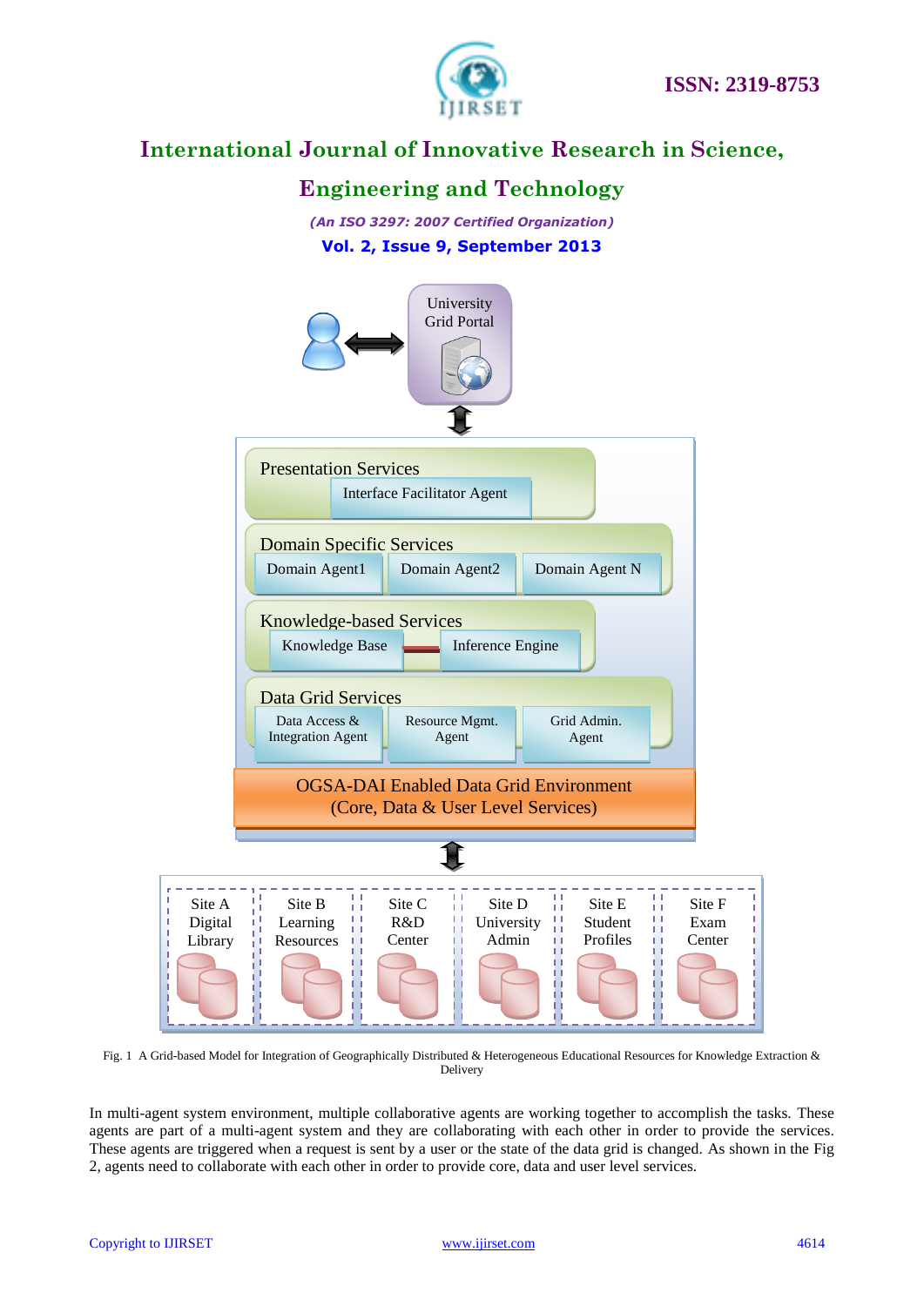Fig. 1 A Grid-based Model for Integration of Geographically Distributed & Heterogeneous Educational Resources for Knowledge Extraction & Delivery

In multi-agent system environment, multiple collaborative agents are working together to accomplish the tasks. These agents are part of a multi-agent system and they are collaborating with each other in order to provide the services. These agents are triggered when a request is sent by a user or the state of the data grid is changed. As shown in the Fig 2, agents need to collaborate with each other in order to provide core, data and user level services.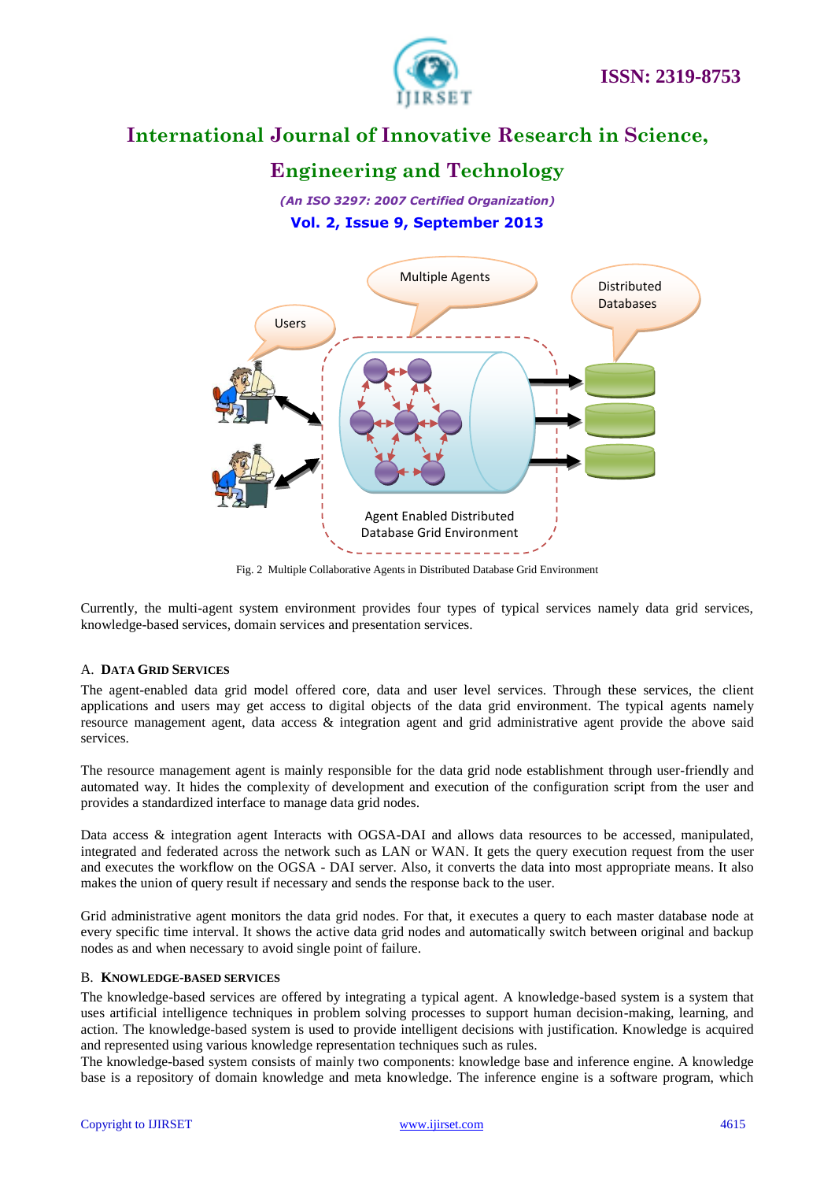Fig. 2 Multiple Collaborative Agents in Distributed Database Grid Environment

Currently, the multi-agent system environment provides four types of typical services namely data grid services, knowledge-based services, domain services and presentation services.

### A. DATA GRID SERVICES

The agent-enabled data grid model offered core, data and user level services. Through these services, the client applications and users may get access to digital objects of the data grid environment. The typical agents namely resource management agent, data access & integration agent and grid administrative agent provide the above said services.

The resource management agent is mainly responsible for the data grid node establishment through user-friendly and automated way. It hides the complexity of development and execution of the configuration script from the user and provides a standardized interface to manage data grid nodes.

Data access & integration agent Interacts with OGSA-DAI and allows data resources to be accessed, manipulated, integrated and federated across the network such as LAN or WAN. It gets the query execution request from the user and executes the workflow on the OGSA - DAI server. Also, it converts the data into most appropriate means. It also makes the union of query result if necessary and sends the response back to the user.

Grid administrative agent monitors the data grid nodes. For that, it executes a query to each master database node at every specific time interval. It shows the active data grid nodes and automatically switch between original and backup nodes as and when necessary to avoid single point of failure.

### B. KNOWLEDGE-BASED SERVICES

The knowledge-based services are offered by integrating a typical agent. A knowledge-based system is a system that uses artificial intelligence techniques in problem solving processes to support human decision-making, learning, and action. The knowledge-based system is used to provide intelligent decisions with justification. Knowledge is acquired and represented using various knowledge representation techniques such as rules.

The knowledge-based system consists of mainly two components: knowledge base and inference engine. A knowledge base is a repository of domain knowledge and meta knowledge. The inference engine is a software program, which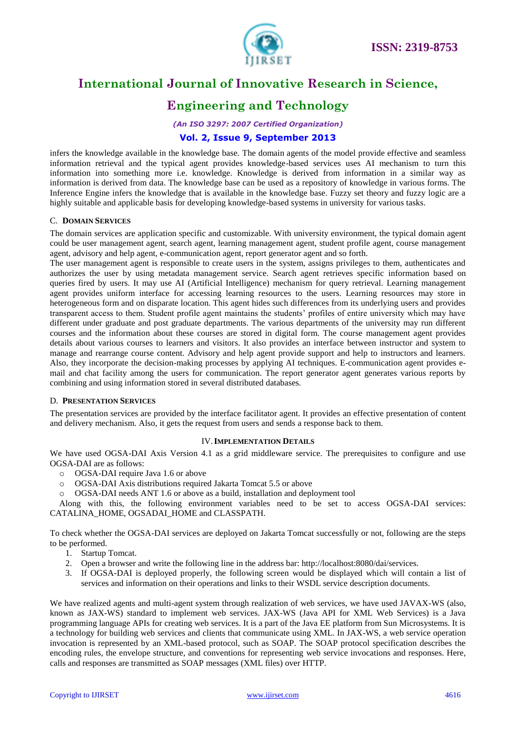infers the knowledge available in the knowledge base. The domain agents of the model provide effective and seamless information retrieval and the typical agent provides knowledge-based services uses AI mechanism to turn this information into something more i.e. knowledge. Knowledge is derived from information in a similar way as information is derived from data. The knowledge base can be used as a repository of knowledge in various forms. The Inference Engine infers the knowledge that is available in the knowledge base. Fuzzy set theory and fuzzy logic are a highly suitable and applicable basis for developing knowledge-based systems in university for various tasks.

### C. Domain Services

The domain services are application specific and customizable. With university environment, the typical domain agent could be user management agent, search agent, learning management agent, student profile agent, course management agent, advisory and help agent, e-communication agent, report generator agent and so forth.

The user management agent is responsible to create users in the system, assigns privileges to them, authenticates and authorizes the user by using metadata management service. Search agent retrieves specific information based on queries fired by users. It may use AI (Artificial Intelligence) mechanism for query retrieval. Learning management agent provides uniform interface for accessing learning resources to the users. Learning resources may store in heterogeneous form and on disparate location. This agent hides such differences from its underlying users and provides transparent access to them. Student profile agent maintains the students' profiles of entire university which may have different under graduate and post graduate departments. The various departments of the university may run different courses and the information about these courses are stored in digital form. The course management agent provides details about various courses to learners and visitors. It also provides an interface between instructor and system to manage and rearrange course content. Advisory and help agent provide support and help to instructors and learners. Also, they incorporate the decision-making processes by applying AI techniques. E-communication agent provides e-mail and chat facility among the users for communication. The report generator agent generates various reports by combining and using information stored in several distributed databases.

### D. Presentation Services

The presentation services are provided by the interface facilitator agent. It provides an effective presentation of content and delivery mechanism. Also, it gets the request from users and sends a response back to them.

## IV. Implementation Details

We have used OGSA-DAI Axis Version 4.1 as a grid middleware service. The prerequisites to configure and use OGSA-DAI are as follows:

- OGSA-DAI require Java 1.6 or above
- OGSA-DAI Axis distributions required Jakarta Tomcat 5.5 or above
- OGSA-DAI needs ANT 1.6 or above as a build, installation and deployment tool

Along with this, the following environment variables need to be set to access OGSA-DAI services: CATALINA_HOME, OGSADAI_HOME and CLASSPATH.

To check whether the OGSA-DAI services are deployed on Jakarta Tomcat successfully or not, following are the steps to be performed.

1. Startup Tomcat.
2. Open a browser and write the following line in the address bar: http://localhost:8080/dai/services.
3. If OGSA-DAI is deployed properly, the following screen would be displayed which will contain a list of services and information on their operations and links to their WSDL service description documents.

We have realized agents and multi-agent system through realization of web services, we have used JAVAX-WS (also, known as JAX-WS) standard to implement web services. JAX-WS (Java API for XML Web Services) is a Java programming language APIs for creating web services. It is a part of the Java EE platform from Sun Microsystems. It is a technology for building web services and clients that communicate using XML. In JAX-WS, a web service operation invocation is represented by an XML-based protocol, such as SOAP. The SOAP protocol specification describes the encoding rules, the envelope structure, and conventions for representing web service invocations and responses. Here, calls and responses are transmitted as SOAP messages (XML files) over HTTP.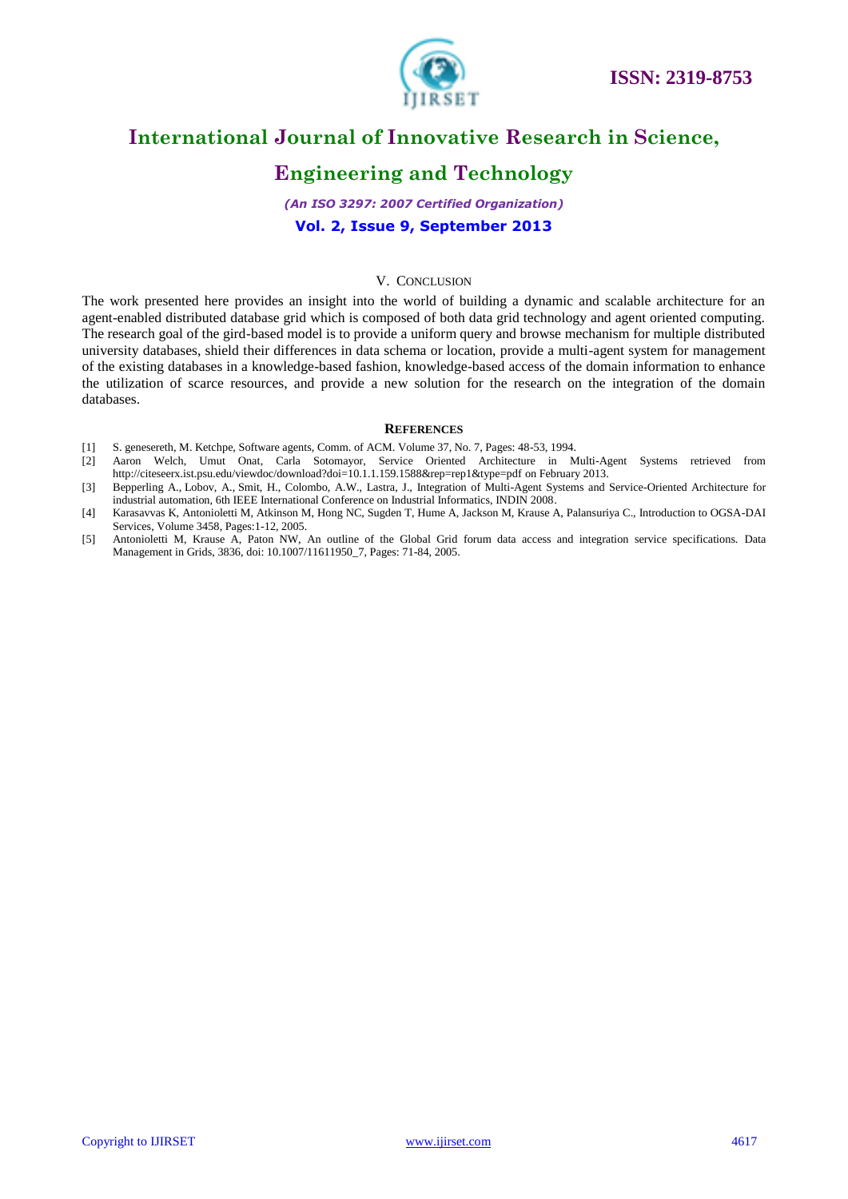## V. CONCLUSION

The work presented here provides an insight into the world of building a dynamic and scalable architecture for an agent-enabled distributed database grid which is composed of both data grid technology and agent oriented computing. The research goal of the gird-based model is to provide a uniform query and browse mechanism for multiple distributed university databases, shield their differences in data schema or location, provide a multi-agent system for management of the existing databases in a knowledge-based fashion, knowledge-based access of the domain information to enhance the utilization of scarce resources, and provide a new solution for the research on the integration of the domain databases.

## REFERENCES

[1] S. genesereth, M. Ketchpe, Software agents, Comm. of ACM. Volume 37, No. 7, Pages: 48-53, 1994.

[2] Aaron Welch, Umut Onat, Carla Sotomayor, Service Oriented Architecture in Multi-Agent Systems retrieved from http://citeseerx.ist.psu.edu/viewdoc/download?doi=10.1.1.159.1588&rep=rep1&type=pdf on February 2013.

[3] Bepperling A., Lobov, A., Smit, H., Colombo, A.W., Lastra, J., Integration of Multi-Agent Systems and Service-Oriented Architecture for industrial automation, 6th IEEE International Conference on Industrial Informatics, INDIN 2008.

[4] Karasavvas K, Antonioletti M, Atkinson M, Hong NC, Sugden T, Hume A, Jackson M, Krause A, Palansuriya C., Introduction to OGSA-DAI Services, Volume 3458, Pages:1-12, 2005.

[5] Antonioletti M, Krause A, Paton NW, An outline of the Global Grid forum data access and integration service specifications. Data Management in Grids, 3836, doi: 10.1007/11611950_7, Pages: 71-84, 2005.